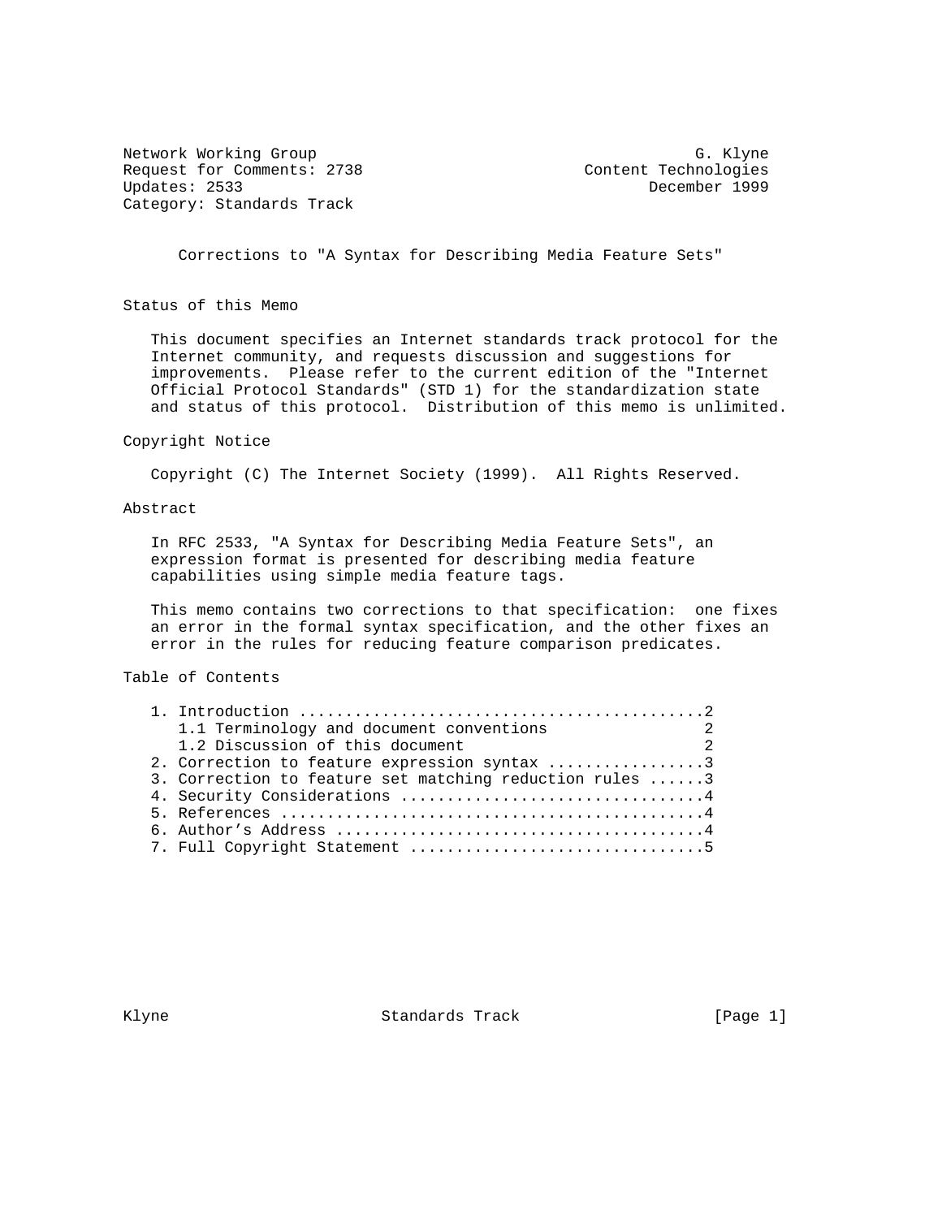Network Working Group G. Klyne
Request for Comments: 2738 Content Technologies
Updates: 2533 December 1999
Category: Standards Track

# Corrections to "A Syntax for Describing Media Feature Sets"

## Status of this Memo

This document specifies an Internet standards track protocol for the Internet community, and requests discussion and suggestions for improvements. Please refer to the current edition of the "Internet Official Protocol Standards" (STD 1) for the standardization state and status of this protocol. Distribution of this memo is unlimited.

## Copyright Notice

Copyright (C) The Internet Society (1999). All Rights Reserved.

## Abstract

In RFC 2533, "A Syntax for Describing Media Feature Sets", an expression format is presented for describing media feature capabilities using simple media feature tags.

This memo contains two corrections to that specification: one fixes an error in the formal syntax specification, and the other fixes an error in the rules for reducing feature comparison predicates.

## Table of Contents

```
1. Introduction ............................................2
   1.1 Terminology and document conventions                2
   1.2 Discussion of this document                         2
2. Correction to feature expression syntax .................3
3. Correction to feature set matching reduction rules ......3
4. Security Considerations .................................4
5. References ..............................................4
6. Author's Address ........................................4
7. Full Copyright Statement ................................5
```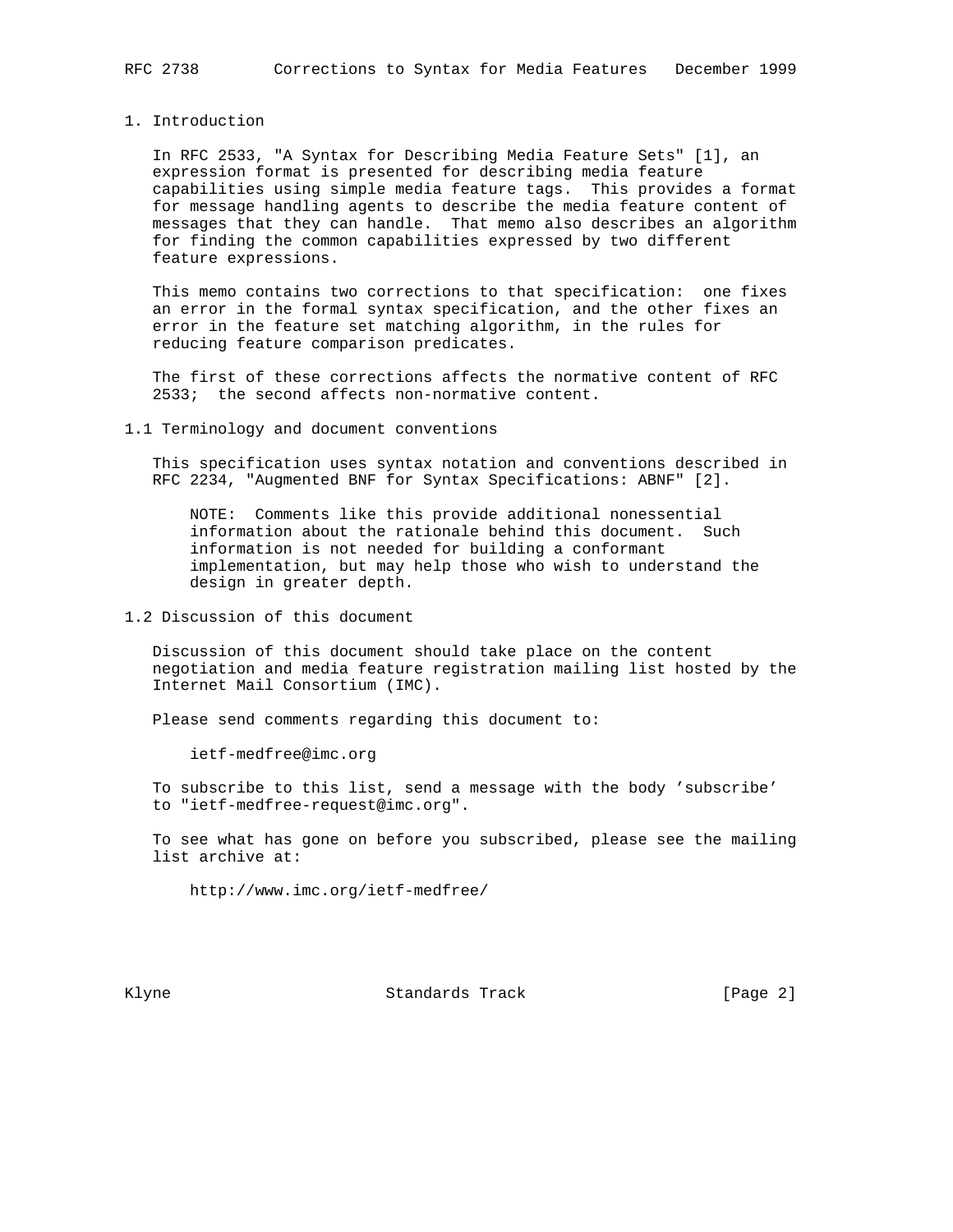# 1. Introduction

In RFC 2533, "A Syntax for Describing Media Feature Sets" [1], an expression format is presented for describing media feature capabilities using simple media feature tags. This provides a format for message handling agents to describe the media feature content of messages that they can handle. That memo also describes an algorithm for finding the common capabilities expressed by two different feature expressions.

This memo contains two corrections to that specification: one fixes an error in the formal syntax specification, and the other fixes an error in the feature set matching algorithm, in the rules for reducing feature comparison predicates.

The first of these corrections affects the normative content of RFC 2533; the second affects non-normative content.

## 1.1 Terminology and document conventions

This specification uses syntax notation and conventions described in RFC 2234, "Augmented BNF for Syntax Specifications: ABNF" [2].

> NOTE: Comments like this provide additional nonessential information about the rationale behind this document. Such information is not needed for building a conformant implementation, but may help those who wish to understand the design in greater depth.

## 1.2 Discussion of this document

Discussion of this document should take place on the content negotiation and media feature registration mailing list hosted by the Internet Mail Consortium (IMC).

Please send comments regarding this document to:

> ietf-medfree@imc.org

To subscribe to this list, send a message with the body 'subscribe' to "ietf-medfree-request@imc.org".

To see what has gone on before you subscribed, please see the mailing list archive at:

> http://www.imc.org/ietf-medfree/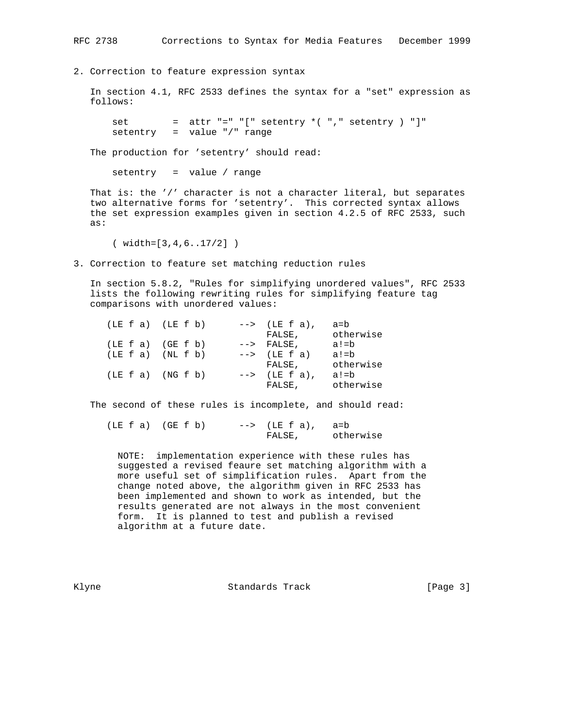## 2. Correction to feature expression syntax

In section 4.1, RFC 2533 defines the syntax for a "set" expression as follows:

```
set        =  attr "=" "[" setentry *( "," setentry ) "]"
setentry   =  value "/" range
```

The production for 'setentry' should read:

```
setentry   =  value / range
```

That is: the '/' character is not a character literal, but separates two alternative forms for 'setentry'. This corrected syntax allows the set expression examples given in section 4.2.5 of RFC 2533, such as:

```
( width=[3,4,6..17/2] )
```

## 3. Correction to feature set matching reduction rules

In section 5.8.2, "Rules for simplifying unordered values", RFC 2533 lists the following rewriting rules for simplifying feature tag comparisons with unordered values:

```
(LE f a)  (LE f b)      -->  (LE f a),   a=b
                             FALSE,      otherwise
(LE f a)  (GE f b)      -->  FALSE,      a!=b
(LE f a)  (NL f b)      -->  (LE f a)    a!=b
                             FALSE,      otherwise
(LE f a)  (NG f b)      -->  (LE f a),   a!=b
                             FALSE,      otherwise
```

The second of these rules is incomplete, and should read:

```
(LE f a)  (GE f b)      -->  (LE f a),   a=b
                             FALSE,      otherwise
```

> NOTE: implementation experience with these rules has suggested a revised feaure set matching algorithm with a more useful set of simplification rules. Apart from the change noted above, the algorithm given in RFC 2533 has been implemented and shown to work as intended, but the results generated are not always in the most convenient form. It is planned to test and publish a revised algorithm at a future date.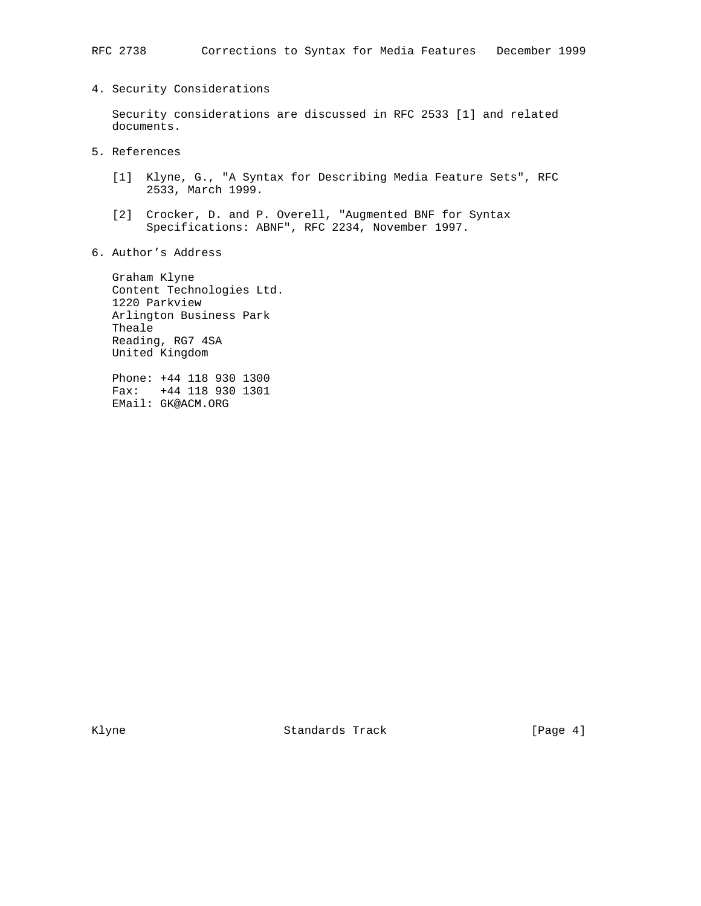## 4. Security Considerations

Security considerations are discussed in RFC 2533 [1] and related documents.

## 5. References

[1] Klyne, G., "A Syntax for Describing Media Feature Sets", RFC 2533, March 1999.

[2] Crocker, D. and P. Overell, "Augmented BNF for Syntax Specifications: ABNF", RFC 2234, November 1997.

## 6. Author's Address

Graham Klyne
Content Technologies Ltd.
1220 Parkview
Arlington Business Park
Theale
Reading, RG7 4SA
United Kingdom

Phone: +44 118 930 1300
Fax: +44 118 930 1301
EMail: GK@ACM.ORG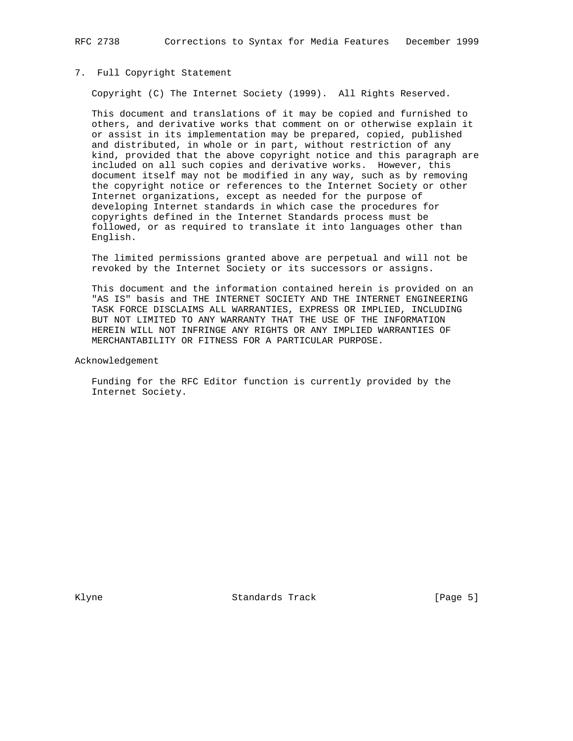## 7. Full Copyright Statement

Copyright (C) The Internet Society (1999). All Rights Reserved.

This document and translations of it may be copied and furnished to others, and derivative works that comment on or otherwise explain it or assist in its implementation may be prepared, copied, published and distributed, in whole or in part, without restriction of any kind, provided that the above copyright notice and this paragraph are included on all such copies and derivative works. However, this document itself may not be modified in any way, such as by removing the copyright notice or references to the Internet Society or other Internet organizations, except as needed for the purpose of developing Internet standards in which case the procedures for copyrights defined in the Internet Standards process must be followed, or as required to translate it into languages other than English.

The limited permissions granted above are perpetual and will not be revoked by the Internet Society or its successors or assigns.

This document and the information contained herein is provided on an "AS IS" basis and THE INTERNET SOCIETY AND THE INTERNET ENGINEERING TASK FORCE DISCLAIMS ALL WARRANTIES, EXPRESS OR IMPLIED, INCLUDING BUT NOT LIMITED TO ANY WARRANTY THAT THE USE OF THE INFORMATION HEREIN WILL NOT INFRINGE ANY RIGHTS OR ANY IMPLIED WARRANTIES OF MERCHANTABILITY OR FITNESS FOR A PARTICULAR PURPOSE.

## Acknowledgement

Funding for the RFC Editor function is currently provided by the Internet Society.